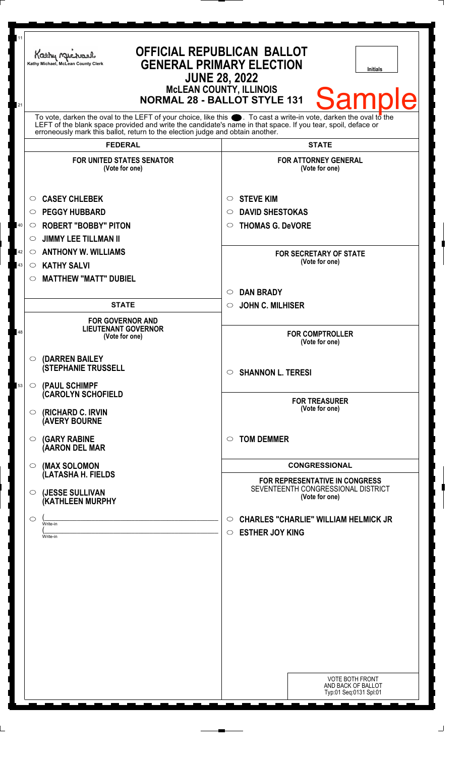Kathy Michael, McLean County Clerk

# OFFICIAL REPUBLICAN BALLOT
## GENERAL PRIMARY ELECTION
### JUNE 28, 2022
### McLEAN COUNTY, ILLINOIS
### NORMAL 28 - BALLOT STYLE 131

Initials

Sample

To vote, darken the oval to the LEFT of your choice, like this ●. To cast a write-in vote, darken the oval to the LEFT of the blank space provided and write the candidate's name in that space. If you tear, spoil, deface or erroneously mark this ballot, return to the election judge and obtain another.

## FEDERAL

**FOR UNITED STATES SENATOR**
(Vote for one)

- ○ **CASEY CHLEBEK**
- ○ **PEGGY HUBBARD**
- ○ **ROBERT "BOBBY" PITON**
- ○ **JIMMY LEE TILLMAN II**
- ○ **ANTHONY W. WILLIAMS**
- ○ **KATHY SALVI**
- ○ **MATTHEW "MATT" DUBIEL**

## STATE

**FOR GOVERNOR AND LIEUTENANT GOVERNOR**
(Vote for one)

- ○ **(DARREN BAILEY (STEPHANIE TRUSSELL**
- ○ **(PAUL SCHIMPF (CAROLYN SCHOFIELD**
- ○ **(RICHARD C. IRVIN (AVERY BOURNE**
- ○ **(GARY RABINE (AARON DEL MAR**
- ○ **(MAX SOLOMON (LATASHA H. FIELDS**
- ○ **(JESSE SULLIVAN (KATHLEEN MURPHY**
- ○ (________________ Write-in
  (________________ Write-in

## STATE

**FOR ATTORNEY GENERAL**
(Vote for one)

- ○ **STEVE KIM**
- ○ **DAVID SHESTOKAS**
- ○ **THOMAS G. DeVORE**

**FOR SECRETARY OF STATE**
(Vote for one)

- ○ **DAN BRADY**
- ○ **JOHN C. MILHISER**

**FOR COMPTROLLER**
(Vote for one)

- ○ **SHANNON L. TERESI**

**FOR TREASURER**
(Vote for one)

- ○ **TOM DEMMER**

## CONGRESSIONAL

**FOR REPRESENTATIVE IN CONGRESS**
SEVENTEENTH CONGRESSIONAL DISTRICT
(Vote for one)

- ○ **CHARLES "CHARLIE" WILLIAM HELMICK JR**
- ○ **ESTHER JOY KING**

VOTE BOTH FRONT AND BACK OF BALLOT
Typ:01 Seq:0131 Spl:01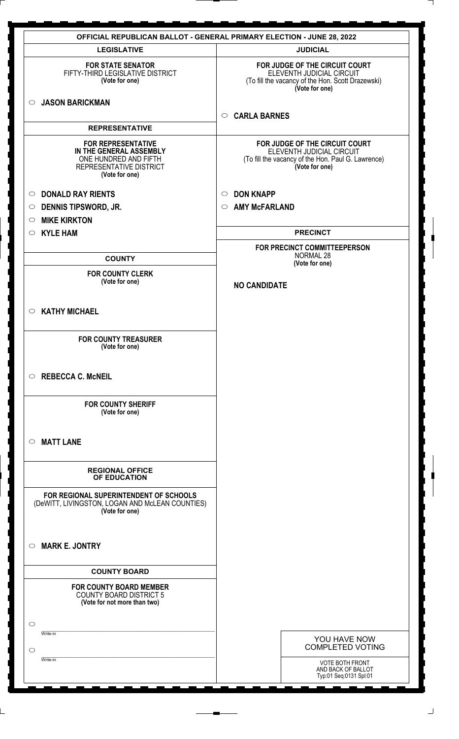# OFFICIAL REPUBLICAN BALLOT - GENERAL PRIMARY ELECTION - JUNE 28, 2022

## LEGISLATIVE

**FOR STATE SENATOR**
FIFTY-THIRD LEGISLATIVE DISTRICT
**(Vote for one)**

- ○ **JASON BARICKMAN**

## REPRESENTATIVE

**FOR REPRESENTATIVE IN THE GENERAL ASSEMBLY**
ONE HUNDRED AND FIFTH REPRESENTATIVE DISTRICT
**(Vote for one)**

- ○ **DONALD RAY RIENTS**
- ○ **DENNIS TIPSWORD, JR.**
- ○ **MIKE KIRKTON**
- ○ **KYLE HAM**

## COUNTY

**FOR COUNTY CLERK**
**(Vote for one)**

- ○ **KATHY MICHAEL**

**FOR COUNTY TREASURER**
**(Vote for one)**

- ○ **REBECCA C. McNEIL**

**FOR COUNTY SHERIFF**
**(Vote for one)**

- ○ **MATT LANE**

## REGIONAL OFFICE OF EDUCATION

**FOR REGIONAL SUPERINTENDENT OF SCHOOLS**
(DeWITT, LIVINGSTON, LOGAN AND McLEAN COUNTIES)
**(Vote for one)**

- ○ **MARK E. JONTRY**

## COUNTY BOARD

**FOR COUNTY BOARD MEMBER**
COUNTY BOARD DISTRICT 5
**(Vote for not more than two)**

- ○ ____________ Write-in
- ○ ____________ Write-in

## JUDICIAL

**FOR JUDGE OF THE CIRCUIT COURT**
ELEVENTH JUDICIAL CIRCUIT
(To fill the vacancy of the Hon. Scott Drazewski)
**(Vote for one)**

- ○ **CARLA BARNES**

**FOR JUDGE OF THE CIRCUIT COURT**
ELEVENTH JUDICIAL CIRCUIT
(To fill the vacancy of the Hon. Paul G. Lawrence)
**(Vote for one)**

- ○ **DON KNAPP**
- ○ **AMY McFARLAND**

## PRECINCT

**FOR PRECINCT COMMITTEEPERSON**
NORMAL 28
**(Vote for one)**

**NO CANDIDATE**

YOU HAVE NOW COMPLETED VOTING

VOTE BOTH FRONT AND BACK OF BALLOT
Typ:01 Seq:0131 Spl:01